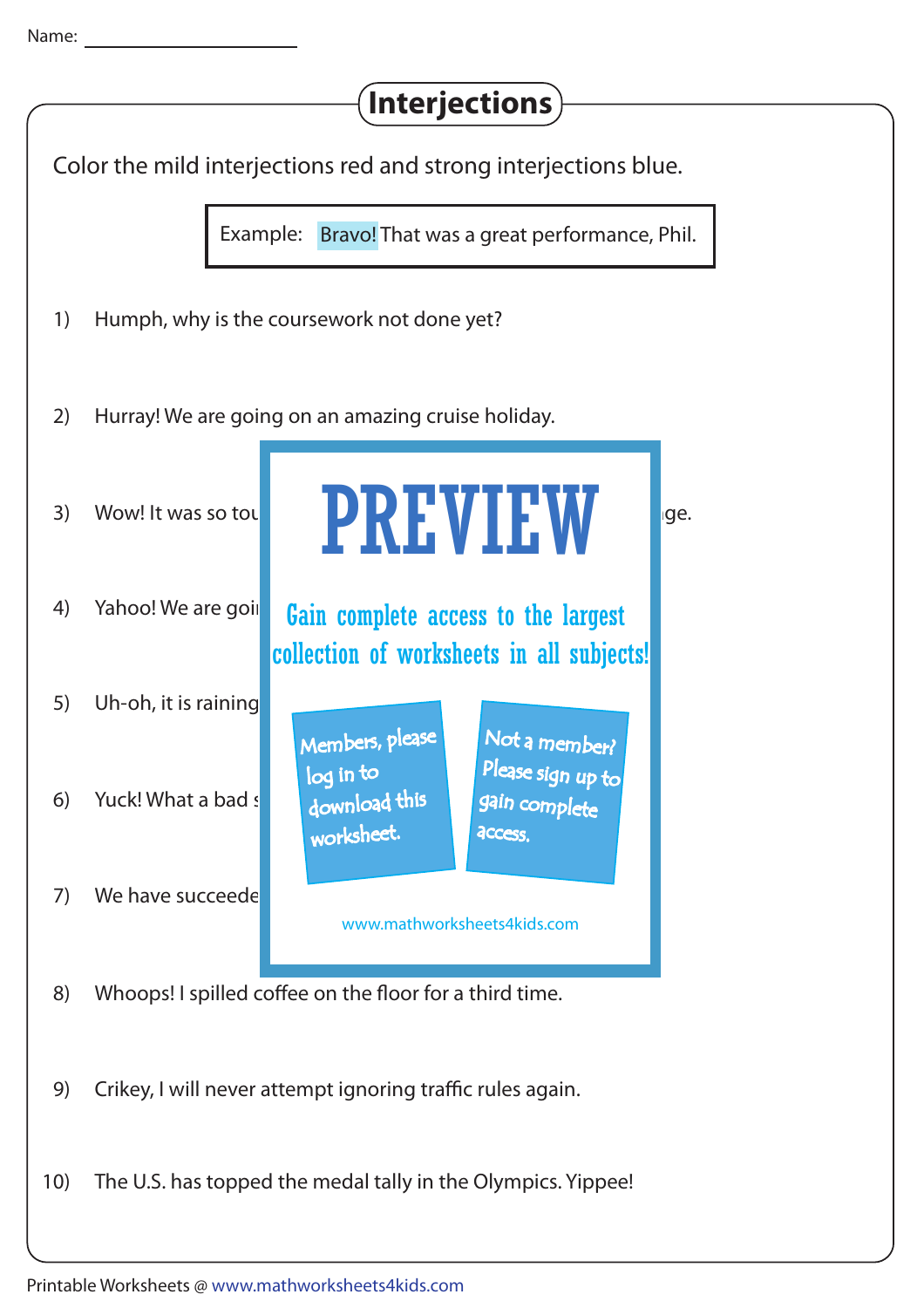Name: ______________________

# Interjections

Color the mild interjections red and strong interjections blue.

Example: Bravo! That was a great performance, Phil.

1) Humph, why is the coursework not done yet?

2) Hurray! We are going on an amazing cruise holiday.

3) Wow! It was so tou ge.

4) Yahoo! We are goi

5) Uh-oh, it is raining

6) Yuck! What a bad s

7) We have succeede

**PREVIEW**

Gain complete access to the largest collection of worksheets in all subjects!

Members, please log in to download this worksheet.

Not a member? Please sign up to gain complete access.

www.mathworksheets4kids.com

8) Whoops! I spilled coffee on the floor for a third time.

9) Crikey, I will never attempt ignoring traffic rules again.

10) The U.S. has topped the medal tally in the Olympics. Yippee!

Printable Worksheets @ www.mathworksheets4kids.com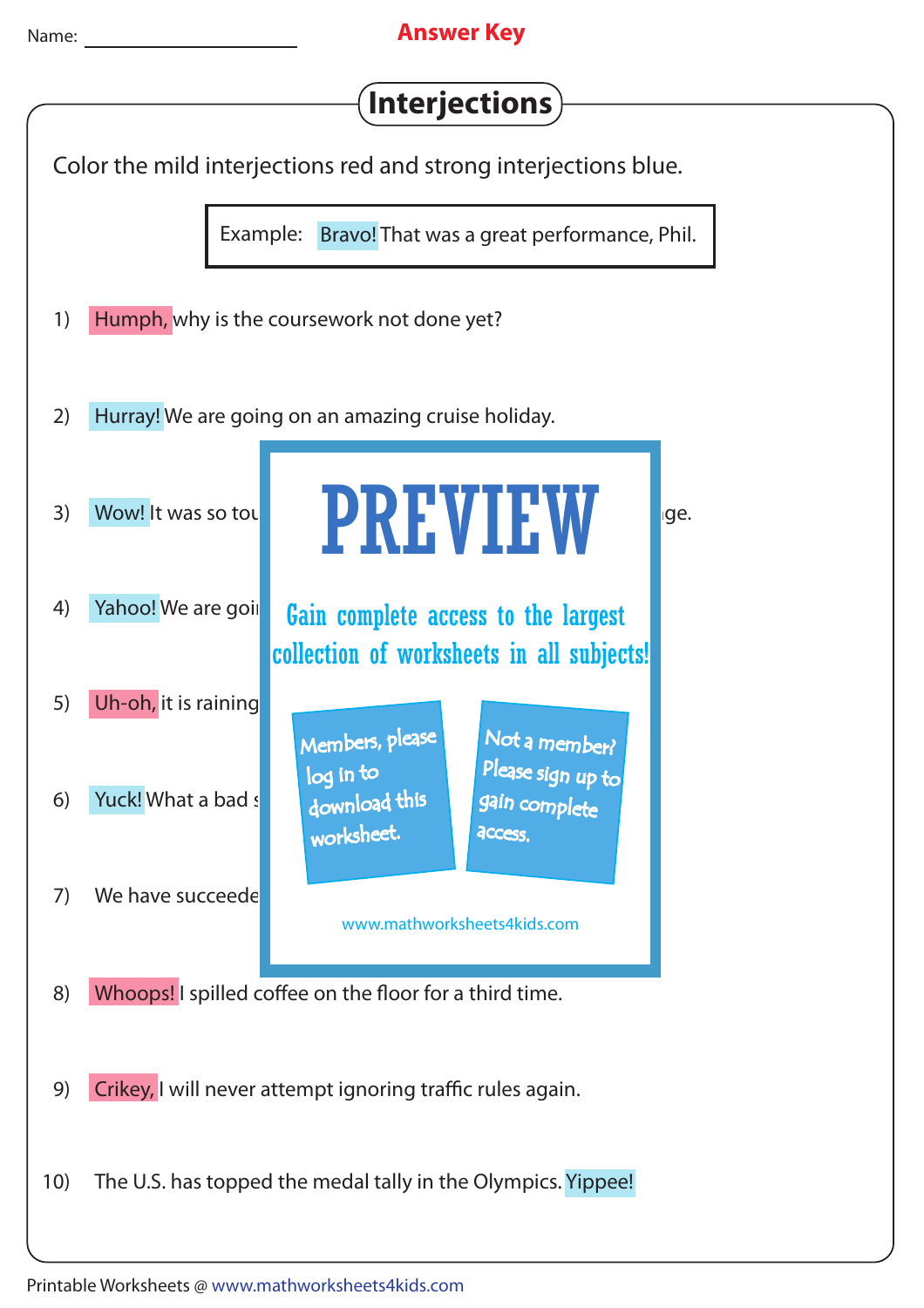Name: ____________________

**Answer Key**

# Interjections

Color the mild interjections red and strong interjections blue.

Example: Bravo! That was a great performance, Phil.

1) Humph, why is the coursework not done yet?

2) Hurray! We are going on an amazing cruise holiday.

3) Wow! It was so tou ge.

4) Yahoo! We are goi

5) Uh-oh, it is raining

6) Yuck! What a bad s

7) We have succeede

PREVIEW

Gain complete access to the largest collection of worksheets in all subjects!

Members, please log in to download this worksheet.

Not a member? Please sign up to gain complete access.

www.mathworksheets4kids.com

8) Whoops! I spilled coffee on the floor for a third time.

9) Crikey, I will never attempt ignoring traffic rules again.

10) The U.S. has topped the medal tally in the Olympics. Yippee!

Printable Worksheets @ www.mathworksheets4kids.com